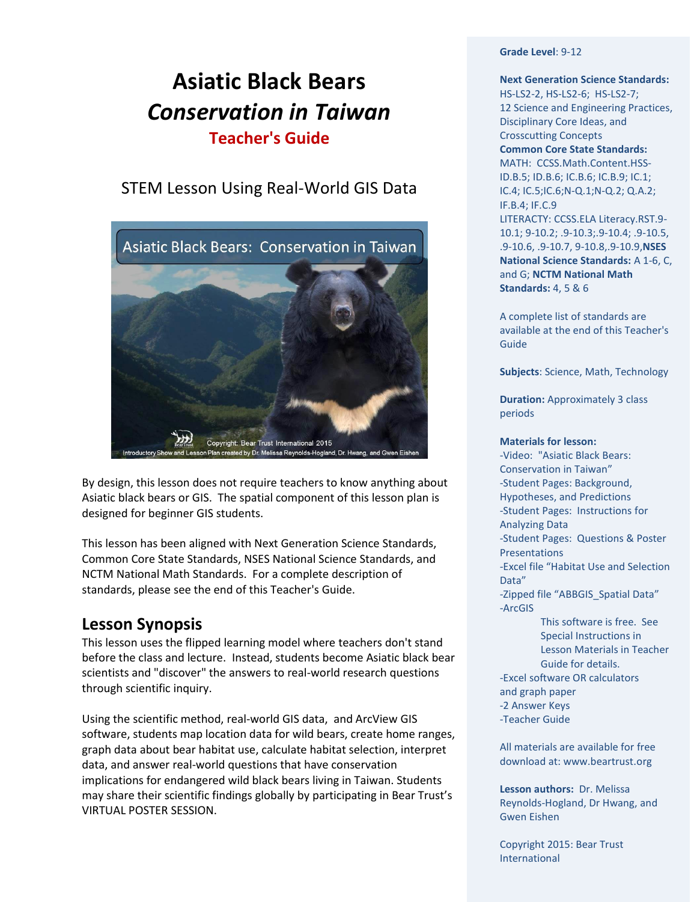# Asiatic Black Bears
## *Conservation in Taiwan*
### Teacher's Guide

STEM Lesson Using Real-World GIS Data

By design, this lesson does not require teachers to know anything about Asiatic black bears or GIS. The spatial component of this lesson plan is designed for beginner GIS students.

This lesson has been aligned with Next Generation Science Standards, Common Core State Standards, NSES National Science Standards, and NCTM National Math Standards. For a complete description of standards, please see the end of this Teacher's Guide.

## Lesson Synopsis

This lesson uses the flipped learning model where teachers don't stand before the class and lecture. Instead, students become Asiatic black bear scientists and "discover" the answers to real-world research questions through scientific inquiry.

Using the scientific method, real-world GIS data, and ArcView GIS software, students map location data for wild bears, create home ranges, graph data about bear habitat use, calculate habitat selection, interpret data, and answer real-world questions that have conservation implications for endangered wild black bears living in Taiwan. Students may share their scientific findings globally by participating in Bear Trust's VIRTUAL POSTER SESSION.

**Grade Level**: 9-12

**Next Generation Science Standards:** HS-LS2-2, HS-LS2-6; HS-LS2-7; 12 Science and Engineering Practices, Disciplinary Core Ideas, and Crosscutting Concepts
**Common Core State Standards:** MATH: CCSS.Math.Content.HSS-ID.B.5; ID.B.6; IC.B.6; IC.B.9; IC.1; IC.4; IC.5;IC.6;N-Q.1;N-Q.2; Q.A.2; IF.B.4; IF.C.9
LITERACY: CCSS.ELA Literacy.RST.9-10.1; 9-10.2; .9-10.3;.9-10.4; .9-10.5, .9-10.6, .9-10.7, 9-10.8,.9-10.9,**NSES National Science Standards:** A 1-6, C, and G; **NCTM National Math Standards:** 4, 5 & 6

A complete list of standards are available at the end of this Teacher's Guide

**Subjects**: Science, Math, Technology

**Duration:** Approximately 3 class periods

**Materials for lesson:**
-Video: "Asiatic Black Bears: Conservation in Taiwan"
-Student Pages: Background, Hypotheses, and Predictions
-Student Pages: Instructions for Analyzing Data
-Student Pages: Questions & Poster Presentations
-Excel file "Habitat Use and Selection Data"
-Zipped file "ABBGIS_Spatial Data"
-ArcGIS
    This software is free. See Special Instructions in Lesson Materials in Teacher Guide for details.
-Excel software OR calculators and graph paper
-2 Answer Keys
-Teacher Guide

All materials are available for free download at: www.beartrust.org

**Lesson authors:** Dr. Melissa Reynolds-Hogland, Dr Hwang, and Gwen Eishen

Copyright 2015: Bear Trust International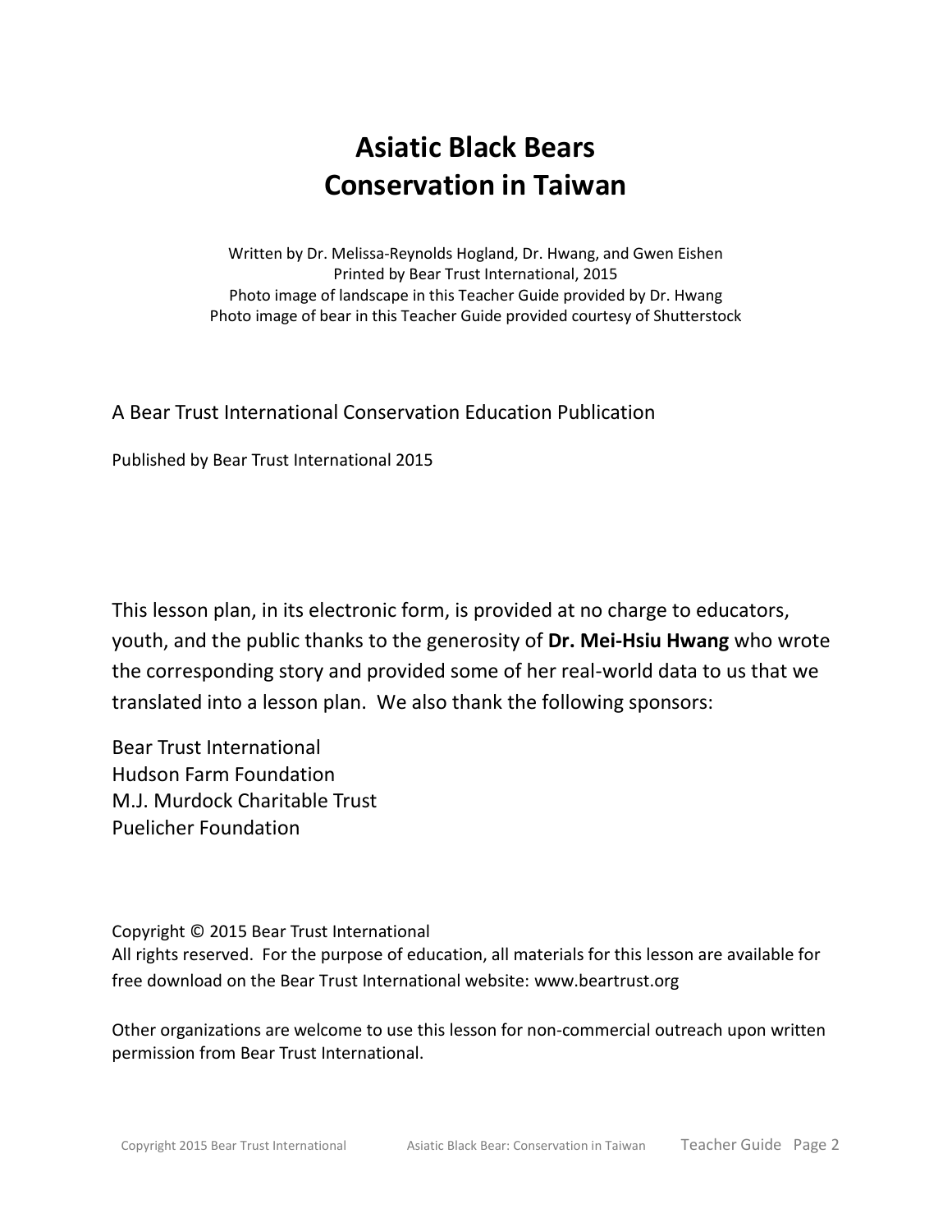# Asiatic Black Bears
# Conservation in Taiwan

Written by Dr. Melissa-Reynolds Hogland, Dr. Hwang, and Gwen Eishen
Printed by Bear Trust International, 2015
Photo image of landscape in this Teacher Guide provided by Dr. Hwang
Photo image of bear in this Teacher Guide provided courtesy of Shutterstock

A Bear Trust International Conservation Education Publication

Published by Bear Trust International 2015

This lesson plan, in its electronic form, is provided at no charge to educators, youth, and the public thanks to the generosity of **Dr. Mei-Hsiu Hwang** who wrote the corresponding story and provided some of her real-world data to us that we translated into a lesson plan. We also thank the following sponsors:

Bear Trust International
Hudson Farm Foundation
M.J. Murdock Charitable Trust
Puelicher Foundation

Copyright © 2015 Bear Trust International
All rights reserved. For the purpose of education, all materials for this lesson are available for free download on the Bear Trust International website: www.beartrust.org

Other organizations are welcome to use this lesson for non-commercial outreach upon written permission from Bear Trust International.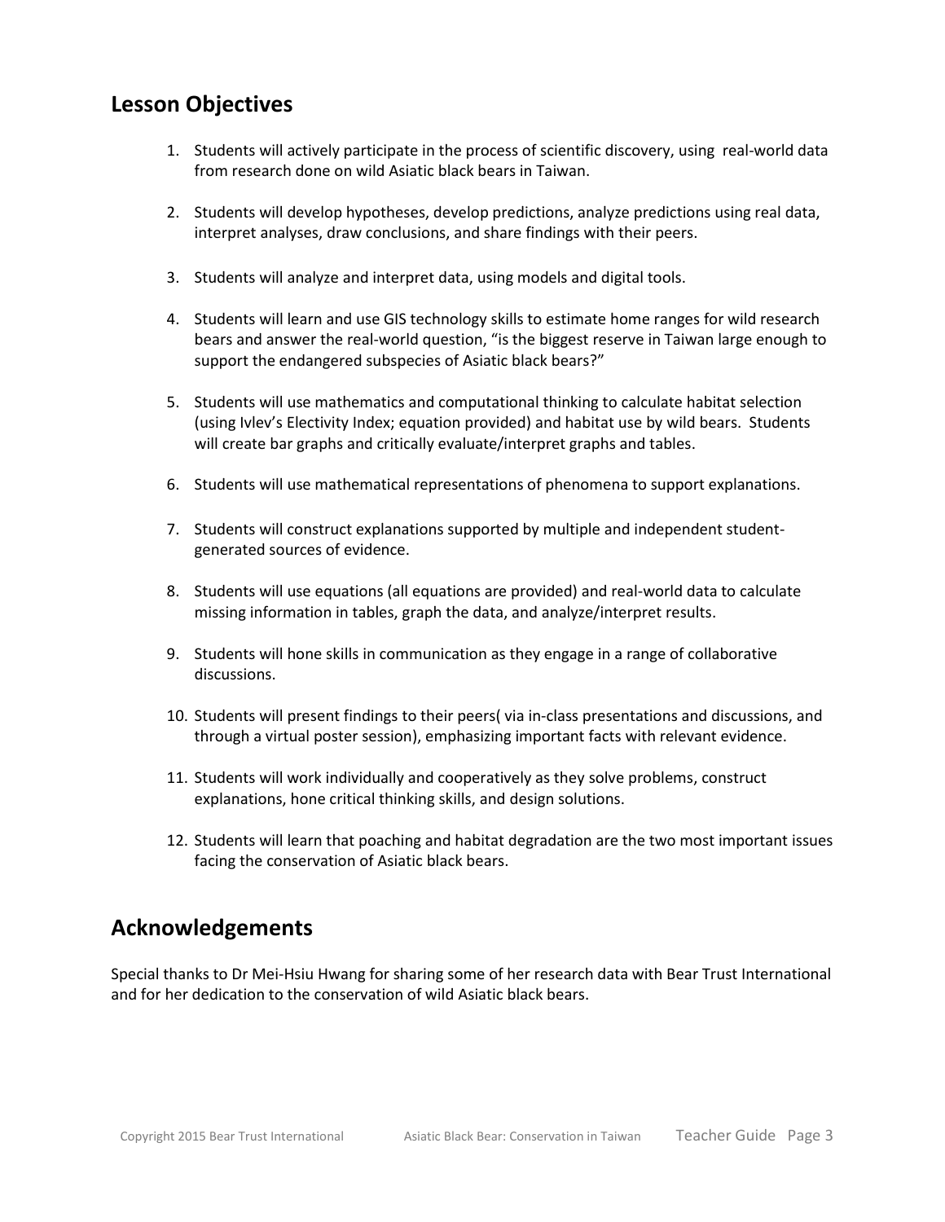## Lesson Objectives

1. Students will actively participate in the process of scientific discovery, using real-world data from research done on wild Asiatic black bears in Taiwan.

2. Students will develop hypotheses, develop predictions, analyze predictions using real data, interpret analyses, draw conclusions, and share findings with their peers.

3. Students will analyze and interpret data, using models and digital tools.

4. Students will learn and use GIS technology skills to estimate home ranges for wild research bears and answer the real-world question, "is the biggest reserve in Taiwan large enough to support the endangered subspecies of Asiatic black bears?"

5. Students will use mathematics and computational thinking to calculate habitat selection (using Ivlev's Electivity Index; equation provided) and habitat use by wild bears. Students will create bar graphs and critically evaluate/interpret graphs and tables.

6. Students will use mathematical representations of phenomena to support explanations.

7. Students will construct explanations supported by multiple and independent student-generated sources of evidence.

8. Students will use equations (all equations are provided) and real-world data to calculate missing information in tables, graph the data, and analyze/interpret results.

9. Students will hone skills in communication as they engage in a range of collaborative discussions.

10. Students will present findings to their peers( via in-class presentations and discussions, and through a virtual poster session), emphasizing important facts with relevant evidence.

11. Students will work individually and cooperatively as they solve problems, construct explanations, hone critical thinking skills, and design solutions.

12. Students will learn that poaching and habitat degradation are the two most important issues facing the conservation of Asiatic black bears.

## Acknowledgements

Special thanks to Dr Mei-Hsiu Hwang for sharing some of her research data with Bear Trust International and for her dedication to the conservation of wild Asiatic black bears.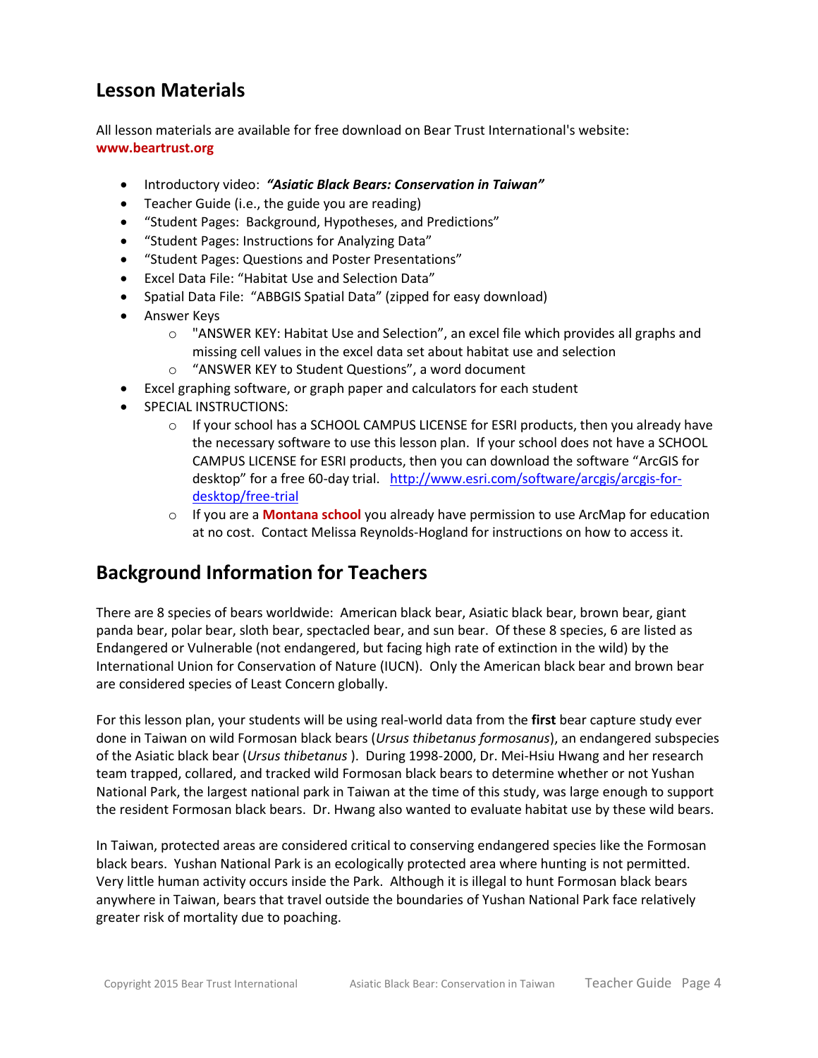## Lesson Materials

All lesson materials are available for free download on Bear Trust International's website: **www.beartrust.org**

- Introductory video: ***"Asiatic Black Bears: Conservation in Taiwan"***
- Teacher Guide (i.e., the guide you are reading)
- "Student Pages: Background, Hypotheses, and Predictions"
- "Student Pages: Instructions for Analyzing Data"
- "Student Pages: Questions and Poster Presentations"
- Excel Data File: "Habitat Use and Selection Data"
- Spatial Data File: "ABBGIS Spatial Data" (zipped for easy download)
- Answer Keys
  - "ANSWER KEY: Habitat Use and Selection", an excel file which provides all graphs and missing cell values in the excel data set about habitat use and selection
  - "ANSWER KEY to Student Questions", a word document
- Excel graphing software, or graph paper and calculators for each student
- SPECIAL INSTRUCTIONS:
  - If your school has a SCHOOL CAMPUS LICENSE for ESRI products, then you already have the necessary software to use this lesson plan. If your school does not have a SCHOOL CAMPUS LICENSE for ESRI products, then you can download the software "ArcGIS for desktop" for a free 60-day trial. http://www.esri.com/software/arcgis/arcgis-for-desktop/free-trial
  - If you are a **Montana school** you already have permission to use ArcMap for education at no cost. Contact Melissa Reynolds-Hogland for instructions on how to access it.

## Background Information for Teachers

There are 8 species of bears worldwide: American black bear, Asiatic black bear, brown bear, giant panda bear, polar bear, sloth bear, spectacled bear, and sun bear. Of these 8 species, 6 are listed as Endangered or Vulnerable (not endangered, but facing high rate of extinction in the wild) by the International Union for Conservation of Nature (IUCN). Only the American black bear and brown bear are considered species of Least Concern globally.

For this lesson plan, your students will be using real-world data from the **first** bear capture study ever done in Taiwan on wild Formosan black bears (*Ursus thibetanus formosanus*), an endangered subspecies of the Asiatic black bear (*Ursus thibetanus* ). During 1998-2000, Dr. Mei-Hsiu Hwang and her research team trapped, collared, and tracked wild Formosan black bears to determine whether or not Yushan National Park, the largest national park in Taiwan at the time of this study, was large enough to support the resident Formosan black bears. Dr. Hwang also wanted to evaluate habitat use by these wild bears.

In Taiwan, protected areas are considered critical to conserving endangered species like the Formosan black bears. Yushan National Park is an ecologically protected area where hunting is not permitted. Very little human activity occurs inside the Park. Although it is illegal to hunt Formosan black bears anywhere in Taiwan, bears that travel outside the boundaries of Yushan National Park face relatively greater risk of mortality due to poaching.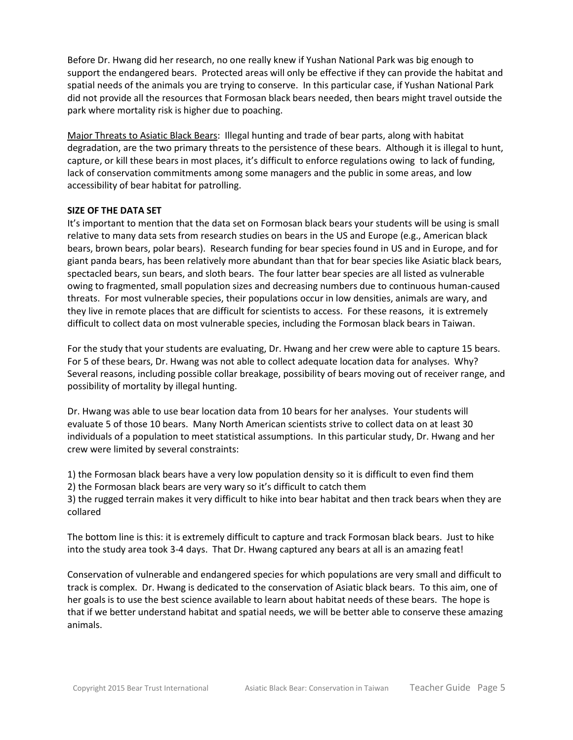Before Dr. Hwang did her research, no one really knew if Yushan National Park was big enough to support the endangered bears. Protected areas will only be effective if they can provide the habitat and spatial needs of the animals you are trying to conserve. In this particular case, if Yushan National Park did not provide all the resources that Formosan black bears needed, then bears might travel outside the park where mortality risk is higher due to poaching.

Major Threats to Asiatic Black Bears: Illegal hunting and trade of bear parts, along with habitat degradation, are the two primary threats to the persistence of these bears. Although it is illegal to hunt, capture, or kill these bears in most places, it's difficult to enforce regulations owing to lack of funding, lack of conservation commitments among some managers and the public in some areas, and low accessibility of bear habitat for patrolling.

**SIZE OF THE DATA SET**

It's important to mention that the data set on Formosan black bears your students will be using is small relative to many data sets from research studies on bears in the US and Europe (e.g., American black bears, brown bears, polar bears). Research funding for bear species found in US and in Europe, and for giant panda bears, has been relatively more abundant than that for bear species like Asiatic black bears, spectacled bears, sun bears, and sloth bears. The four latter bear species are all listed as vulnerable owing to fragmented, small population sizes and decreasing numbers due to continuous human-caused threats. For most vulnerable species, their populations occur in low densities, animals are wary, and they live in remote places that are difficult for scientists to access. For these reasons, it is extremely difficult to collect data on most vulnerable species, including the Formosan black bears in Taiwan.

For the study that your students are evaluating, Dr. Hwang and her crew were able to capture 15 bears. For 5 of these bears, Dr. Hwang was not able to collect adequate location data for analyses. Why? Several reasons, including possible collar breakage, possibility of bears moving out of receiver range, and possibility of mortality by illegal hunting.

Dr. Hwang was able to use bear location data from 10 bears for her analyses. Your students will evaluate 5 of those 10 bears. Many North American scientists strive to collect data on at least 30 individuals of a population to meet statistical assumptions. In this particular study, Dr. Hwang and her crew were limited by several constraints:

1) the Formosan black bears have a very low population density so it is difficult to even find them
2) the Formosan black bears are very wary so it's difficult to catch them
3) the rugged terrain makes it very difficult to hike into bear habitat and then track bears when they are collared

The bottom line is this: it is extremely difficult to capture and track Formosan black bears. Just to hike into the study area took 3-4 days. That Dr. Hwang captured any bears at all is an amazing feat!

Conservation of vulnerable and endangered species for which populations are very small and difficult to track is complex. Dr. Hwang is dedicated to the conservation of Asiatic black bears. To this aim, one of her goals is to use the best science available to learn about habitat needs of these bears. The hope is that if we better understand habitat and spatial needs, we will be better able to conserve these amazing animals.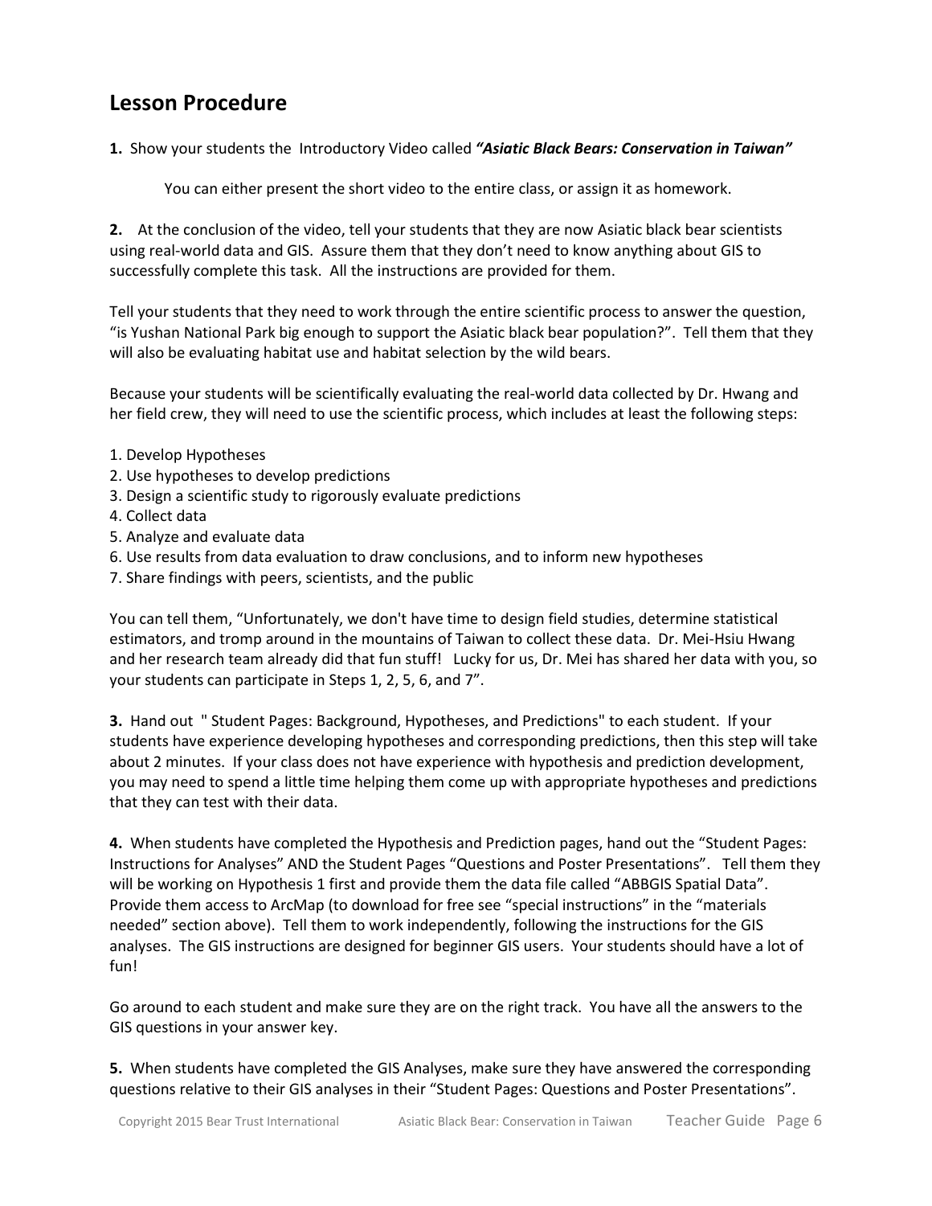## Lesson Procedure

**1.** Show your students the Introductory Video called ***"Asiatic Black Bears: Conservation in Taiwan"***

You can either present the short video to the entire class, or assign it as homework.

**2.** At the conclusion of the video, tell your students that they are now Asiatic black bear scientists using real-world data and GIS. Assure them that they don't need to know anything about GIS to successfully complete this task. All the instructions are provided for them.

Tell your students that they need to work through the entire scientific process to answer the question, "is Yushan National Park big enough to support the Asiatic black bear population?". Tell them that they will also be evaluating habitat use and habitat selection by the wild bears.

Because your students will be scientifically evaluating the real-world data collected by Dr. Hwang and her field crew, they will need to use the scientific process, which includes at least the following steps:

1. Develop Hypotheses
2. Use hypotheses to develop predictions
3. Design a scientific study to rigorously evaluate predictions
4. Collect data
5. Analyze and evaluate data
6. Use results from data evaluation to draw conclusions, and to inform new hypotheses
7. Share findings with peers, scientists, and the public

You can tell them, "Unfortunately, we don't have time to design field studies, determine statistical estimators, and tromp around in the mountains of Taiwan to collect these data. Dr. Mei-Hsiu Hwang and her research team already did that fun stuff! Lucky for us, Dr. Mei has shared her data with you, so your students can participate in Steps 1, 2, 5, 6, and 7".

**3.** Hand out " Student Pages: Background, Hypotheses, and Predictions" to each student. If your students have experience developing hypotheses and corresponding predictions, then this step will take about 2 minutes. If your class does not have experience with hypothesis and prediction development, you may need to spend a little time helping them come up with appropriate hypotheses and predictions that they can test with their data.

**4.** When students have completed the Hypothesis and Prediction pages, hand out the "Student Pages: Instructions for Analyses" AND the Student Pages "Questions and Poster Presentations". Tell them they will be working on Hypothesis 1 first and provide them the data file called "ABBGIS Spatial Data". Provide them access to ArcMap (to download for free see "special instructions" in the "materials needed" section above). Tell them to work independently, following the instructions for the GIS analyses. The GIS instructions are designed for beginner GIS users. Your students should have a lot of fun!

Go around to each student and make sure they are on the right track. You have all the answers to the GIS questions in your answer key.

**5.** When students have completed the GIS Analyses, make sure they have answered the corresponding questions relative to their GIS analyses in their "Student Pages: Questions and Poster Presentations".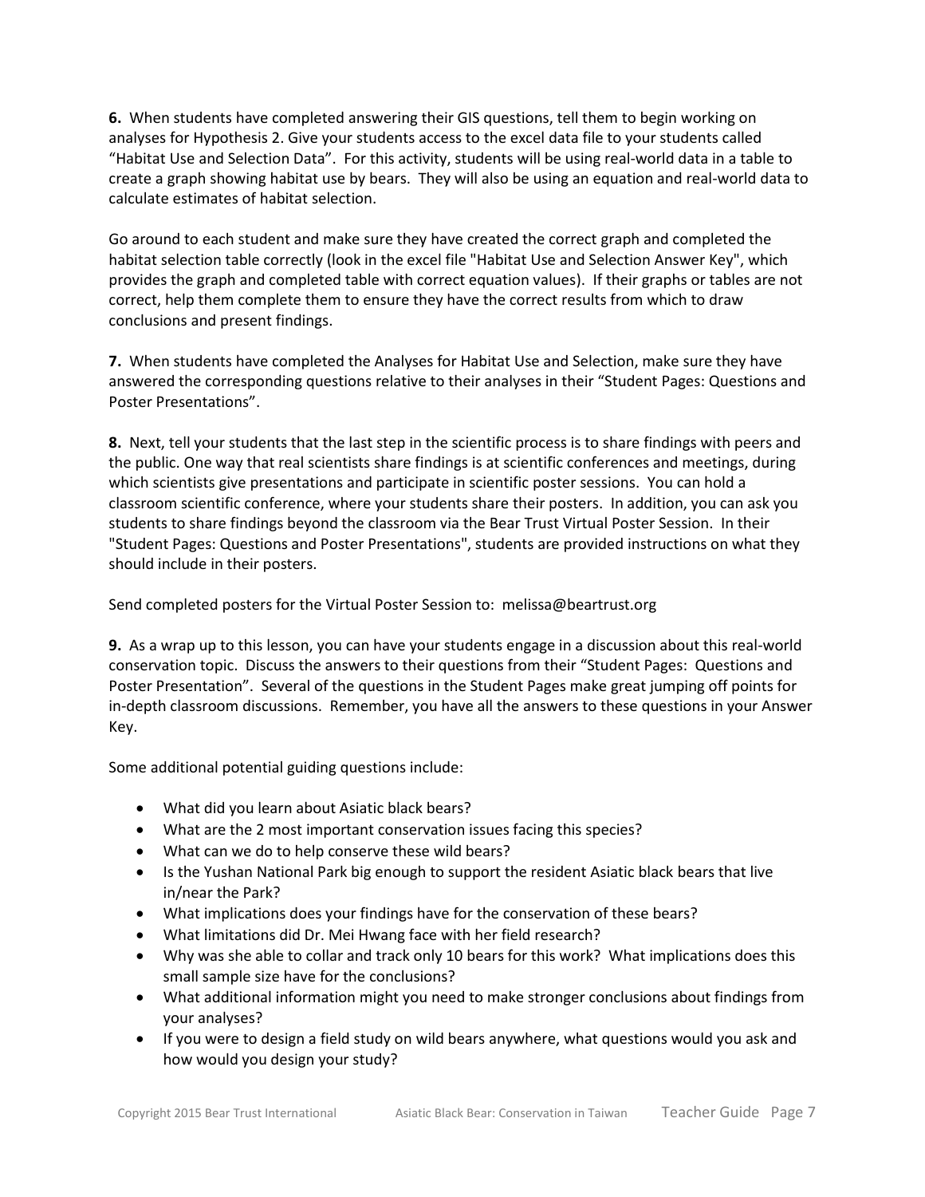**6.** When students have completed answering their GIS questions, tell them to begin working on analyses for Hypothesis 2. Give your students access to the excel data file to your students called "Habitat Use and Selection Data". For this activity, students will be using real-world data in a table to create a graph showing habitat use by bears. They will also be using an equation and real-world data to calculate estimates of habitat selection.

Go around to each student and make sure they have created the correct graph and completed the habitat selection table correctly (look in the excel file "Habitat Use and Selection Answer Key", which provides the graph and completed table with correct equation values). If their graphs or tables are not correct, help them complete them to ensure they have the correct results from which to draw conclusions and present findings.

**7.** When students have completed the Analyses for Habitat Use and Selection, make sure they have answered the corresponding questions relative to their analyses in their "Student Pages: Questions and Poster Presentations".

**8.** Next, tell your students that the last step in the scientific process is to share findings with peers and the public. One way that real scientists share findings is at scientific conferences and meetings, during which scientists give presentations and participate in scientific poster sessions. You can hold a classroom scientific conference, where your students share their posters. In addition, you can ask you students to share findings beyond the classroom via the Bear Trust Virtual Poster Session. In their "Student Pages: Questions and Poster Presentations", students are provided instructions on what they should include in their posters.

Send completed posters for the Virtual Poster Session to: melissa@beartrust.org

**9.** As a wrap up to this lesson, you can have your students engage in a discussion about this real-world conservation topic. Discuss the answers to their questions from their "Student Pages: Questions and Poster Presentation". Several of the questions in the Student Pages make great jumping off points for in-depth classroom discussions. Remember, you have all the answers to these questions in your Answer Key.

Some additional potential guiding questions include:

- What did you learn about Asiatic black bears?
- What are the 2 most important conservation issues facing this species?
- What can we do to help conserve these wild bears?
- Is the Yushan National Park big enough to support the resident Asiatic black bears that live in/near the Park?
- What implications does your findings have for the conservation of these bears?
- What limitations did Dr. Mei Hwang face with her field research?
- Why was she able to collar and track only 10 bears for this work? What implications does this small sample size have for the conclusions?
- What additional information might you need to make stronger conclusions about findings from your analyses?
- If you were to design a field study on wild bears anywhere, what questions would you ask and how would you design your study?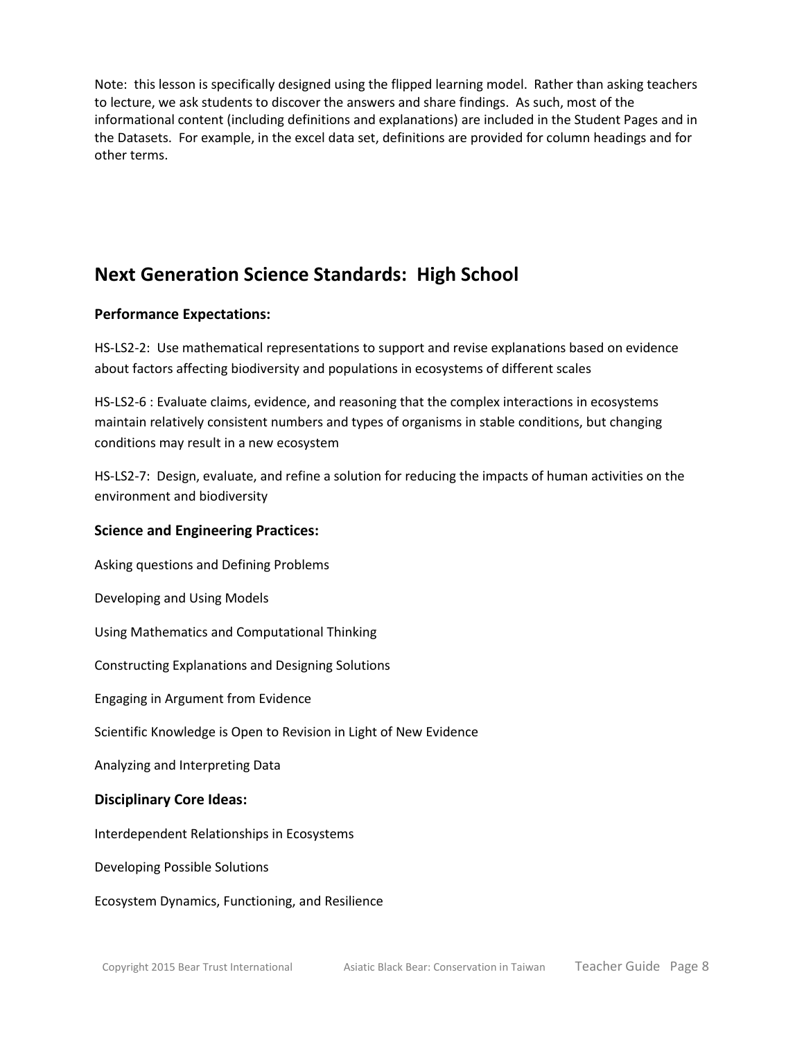Note: this lesson is specifically designed using the flipped learning model. Rather than asking teachers to lecture, we ask students to discover the answers and share findings. As such, most of the informational content (including definitions and explanations) are included in the Student Pages and in the Datasets. For example, in the excel data set, definitions are provided for column headings and for other terms.

## Next Generation Science Standards: High School

### Performance Expectations:

HS-LS2-2: Use mathematical representations to support and revise explanations based on evidence about factors affecting biodiversity and populations in ecosystems of different scales

HS-LS2-6 : Evaluate claims, evidence, and reasoning that the complex interactions in ecosystems maintain relatively consistent numbers and types of organisms in stable conditions, but changing conditions may result in a new ecosystem

HS-LS2-7: Design, evaluate, and refine a solution for reducing the impacts of human activities on the environment and biodiversity

### Science and Engineering Practices:

Asking questions and Defining Problems

Developing and Using Models

Using Mathematics and Computational Thinking

Constructing Explanations and Designing Solutions

Engaging in Argument from Evidence

Scientific Knowledge is Open to Revision in Light of New Evidence

Analyzing and Interpreting Data

### Disciplinary Core Ideas:

Interdependent Relationships in Ecosystems

Developing Possible Solutions

Ecosystem Dynamics, Functioning, and Resilience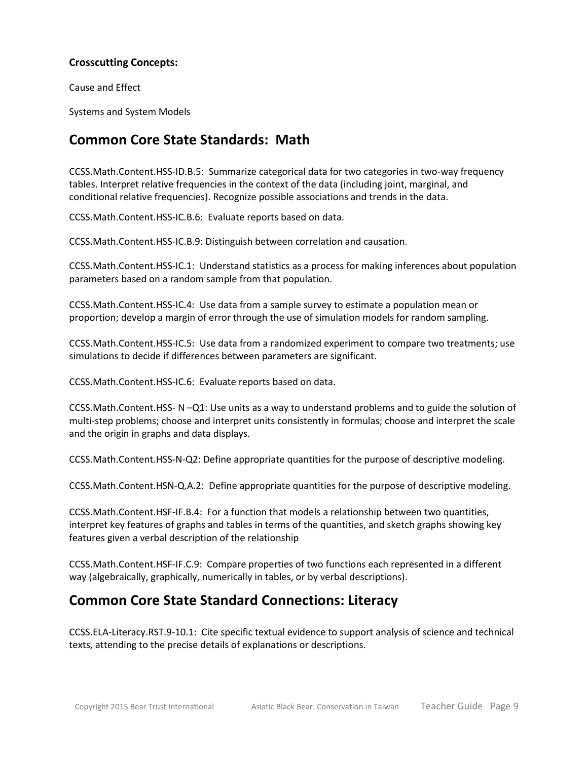**Crosscutting Concepts:**

Cause and Effect

Systems and System Models

## Common Core State Standards: Math

CCSS.Math.Content.HSS-ID.B.5: Summarize categorical data for two categories in two-way frequency tables. Interpret relative frequencies in the context of the data (including joint, marginal, and conditional relative frequencies). Recognize possible associations and trends in the data.

CCSS.Math.Content.HSS-IC.B.6: Evaluate reports based on data.

CCSS.Math.Content.HSS-IC.B.9: Distinguish between correlation and causation.

CCSS.Math.Content.HSS-IC.1: Understand statistics as a process for making inferences about population parameters based on a random sample from that population.

CCSS.Math.Content.HSS-IC.4: Use data from a sample survey to estimate a population mean or proportion; develop a margin of error through the use of simulation models for random sampling.

CCSS.Math.Content.HSS-IC.5: Use data from a randomized experiment to compare two treatments; use simulations to decide if differences between parameters are significant.

CCSS.Math.Content.HSS-IC.6: Evaluate reports based on data.

CCSS.Math.Content.HSS- N –Q1: Use units as a way to understand problems and to guide the solution of multi-step problems; choose and interpret units consistently in formulas; choose and interpret the scale and the origin in graphs and data displays.

CCSS.Math.Content.HSS-N-Q2: Define appropriate quantities for the purpose of descriptive modeling.

CCSS.Math.Content.HSN-Q.A.2: Define appropriate quantities for the purpose of descriptive modeling.

CCSS.Math.Content.HSF-IF.B.4: For a function that models a relationship between two quantities, interpret key features of graphs and tables in terms of the quantities, and sketch graphs showing key features given a verbal description of the relationship

CCSS.Math.Content.HSF-IF.C.9: Compare properties of two functions each represented in a different way (algebraically, graphically, numerically in tables, or by verbal descriptions).

## Common Core State Standard Connections: Literacy

CCSS.ELA-Literacy.RST.9-10.1: Cite specific textual evidence to support analysis of science and technical texts, attending to the precise details of explanations or descriptions.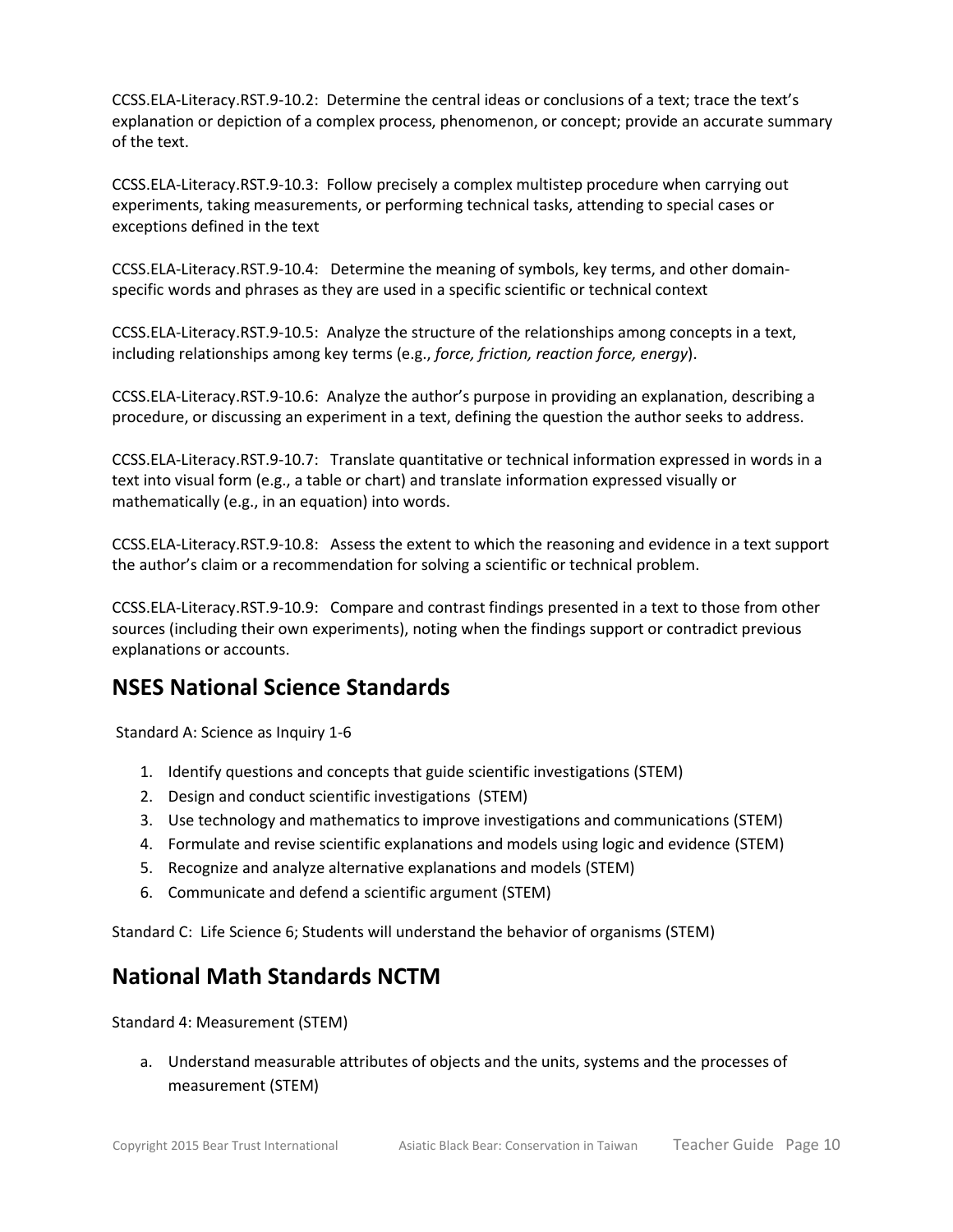CCSS.ELA-Literacy.RST.9-10.2: Determine the central ideas or conclusions of a text; trace the text's explanation or depiction of a complex process, phenomenon, or concept; provide an accurate summary of the text.

CCSS.ELA-Literacy.RST.9-10.3: Follow precisely a complex multistep procedure when carrying out experiments, taking measurements, or performing technical tasks, attending to special cases or exceptions defined in the text

CCSS.ELA-Literacy.RST.9-10.4: Determine the meaning of symbols, key terms, and other domain-specific words and phrases as they are used in a specific scientific or technical context

CCSS.ELA-Literacy.RST.9-10.5: Analyze the structure of the relationships among concepts in a text, including relationships among key terms (e.g., *force, friction, reaction force, energy*).

CCSS.ELA-Literacy.RST.9-10.6: Analyze the author's purpose in providing an explanation, describing a procedure, or discussing an experiment in a text, defining the question the author seeks to address.

CCSS.ELA-Literacy.RST.9-10.7: Translate quantitative or technical information expressed in words in a text into visual form (e.g., a table or chart) and translate information expressed visually or mathematically (e.g., in an equation) into words.

CCSS.ELA-Literacy.RST.9-10.8: Assess the extent to which the reasoning and evidence in a text support the author's claim or a recommendation for solving a scientific or technical problem.

CCSS.ELA-Literacy.RST.9-10.9: Compare and contrast findings presented in a text to those from other sources (including their own experiments), noting when the findings support or contradict previous explanations or accounts.

## NSES National Science Standards

Standard A: Science as Inquiry 1-6

1. Identify questions and concepts that guide scientific investigations (STEM)
2. Design and conduct scientific investigations (STEM)
3. Use technology and mathematics to improve investigations and communications (STEM)
4. Formulate and revise scientific explanations and models using logic and evidence (STEM)
5. Recognize and analyze alternative explanations and models (STEM)
6. Communicate and defend a scientific argument (STEM)

Standard C: Life Science 6; Students will understand the behavior of organisms (STEM)

## National Math Standards NCTM

Standard 4: Measurement (STEM)

a. Understand measurable attributes of objects and the units, systems and the processes of measurement (STEM)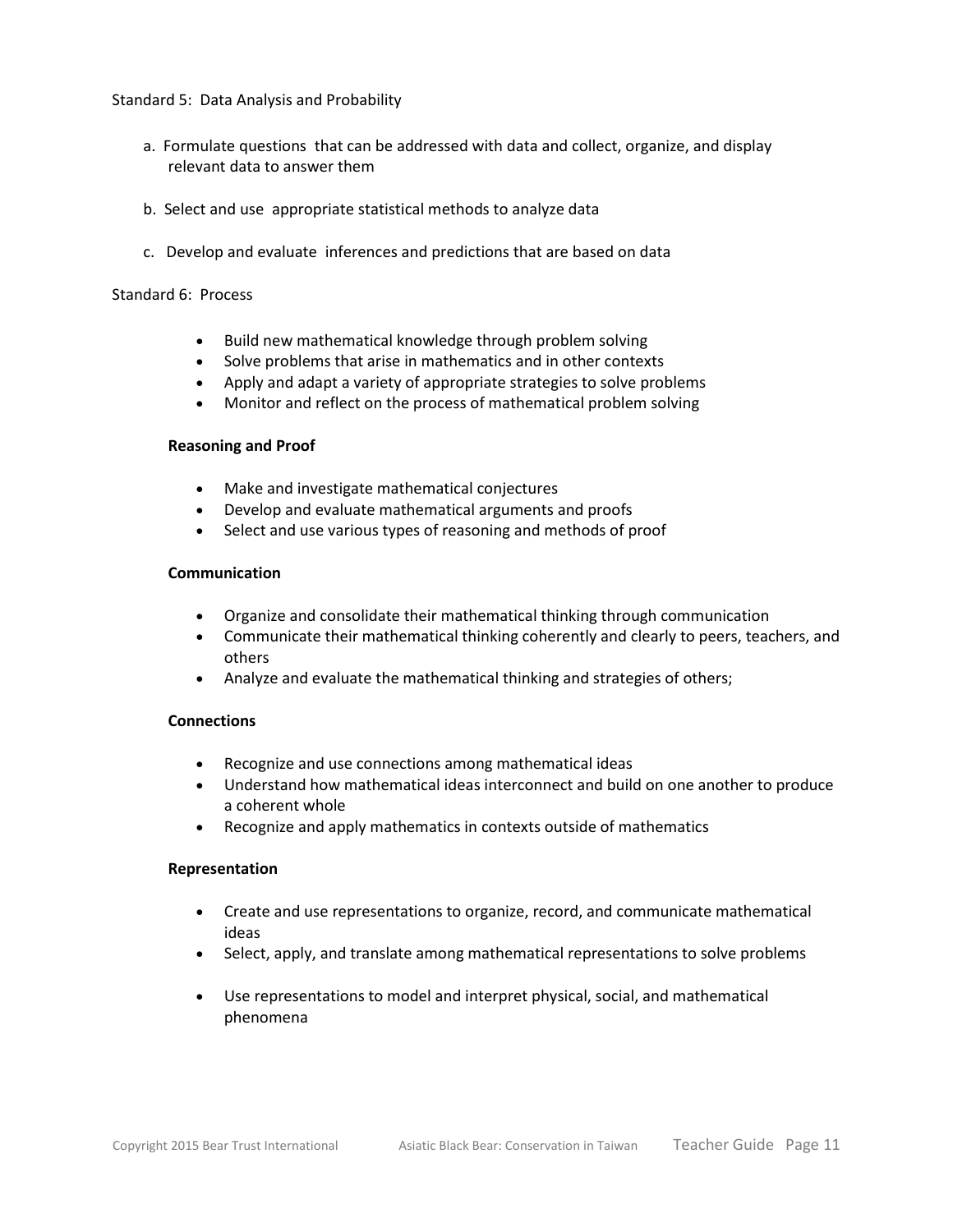Standard 5: Data Analysis and Probability

a. Formulate questions that can be addressed with data and collect, organize, and display relevant data to answer them

b. Select and use appropriate statistical methods to analyze data

c. Develop and evaluate inferences and predictions that are based on data

Standard 6: Process

- Build new mathematical knowledge through problem solving
- Solve problems that arise in mathematics and in other contexts
- Apply and adapt a variety of appropriate strategies to solve problems
- Monitor and reflect on the process of mathematical problem solving

**Reasoning and Proof**

- Make and investigate mathematical conjectures
- Develop and evaluate mathematical arguments and proofs
- Select and use various types of reasoning and methods of proof

**Communication**

- Organize and consolidate their mathematical thinking through communication
- Communicate their mathematical thinking coherently and clearly to peers, teachers, and others
- Analyze and evaluate the mathematical thinking and strategies of others;

**Connections**

- Recognize and use connections among mathematical ideas
- Understand how mathematical ideas interconnect and build on one another to produce a coherent whole
- Recognize and apply mathematics in contexts outside of mathematics

**Representation**

- Create and use representations to organize, record, and communicate mathematical ideas
- Select, apply, and translate among mathematical representations to solve problems
- Use representations to model and interpret physical, social, and mathematical phenomena